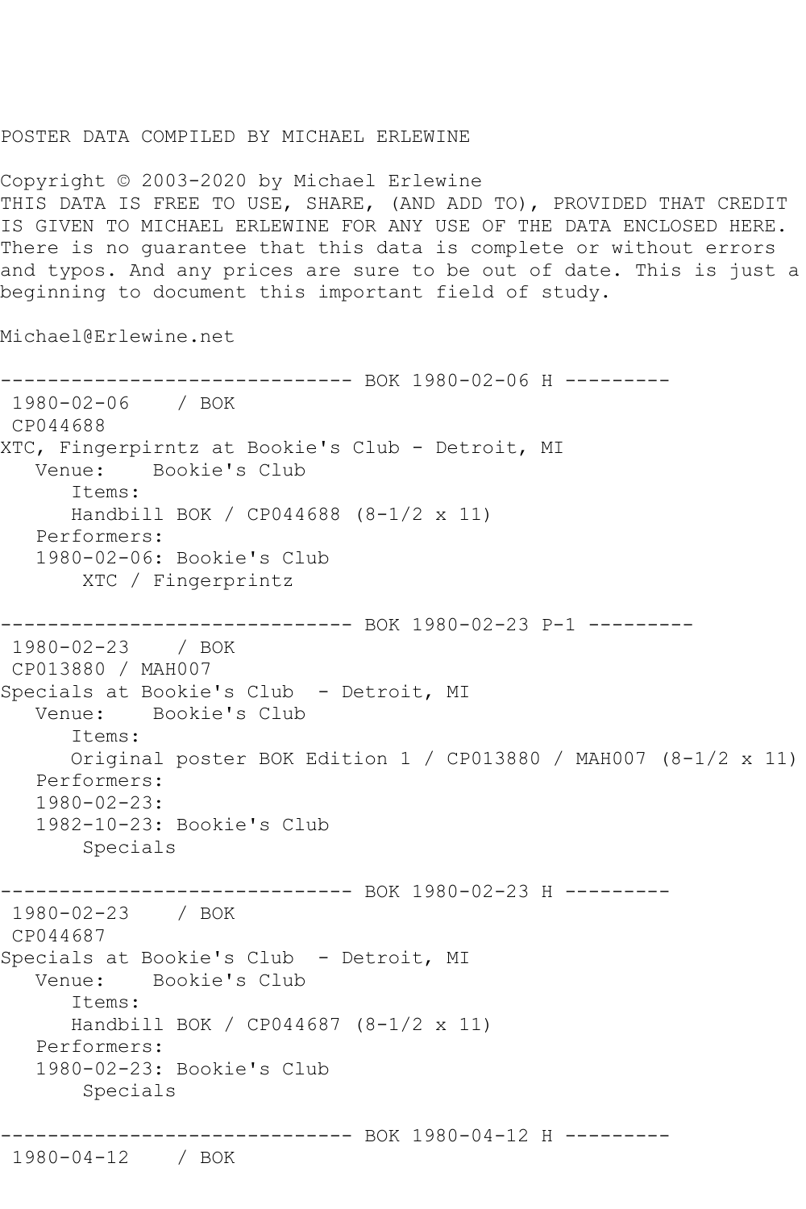POSTER DATA COMPILED BY MICHAEL ERLEWINE

Copyright © 2003-2020 by Michael Erlewine
THIS DATA IS FREE TO USE, SHARE, (AND ADD TO), PROVIDED THAT CREDIT IS GIVEN TO MICHAEL ERLEWINE FOR ANY USE OF THE DATA ENCLOSED HERE. There is no guarantee that this data is complete or without errors and typos. And any prices are sure to be out of date. This is just a beginning to document this important field of study.

Michael@Erlewine.net

------------------------------ BOK 1980-02-06 H ---------

1980-02-06 / BOK
CP044688
XTC, Fingerpirntz at Bookie's Club - Detroit, MI
Venue: Bookie's Club
Items:
Handbill BOK / CP044688 (8-1/2 x 11)
Performers:
1980-02-06: Bookie's Club
XTC / Fingerprintz

------------------------------ BOK 1980-02-23 P-1 ---------

1980-02-23 / BOK
CP013880 / MAH007
Specials at Bookie's Club - Detroit, MI
Venue: Bookie's Club
Items:
Original poster BOK Edition 1 / CP013880 / MAH007 (8-1/2 x 11)
Performers:
1980-02-23:
1982-10-23: Bookie's Club
Specials

------------------------------ BOK 1980-02-23 H ---------

1980-02-23 / BOK
CP044687
Specials at Bookie's Club - Detroit, MI
Venue: Bookie's Club
Items:
Handbill BOK / CP044687 (8-1/2 x 11)
Performers:
1980-02-23: Bookie's Club
Specials

------------------------------ BOK 1980-04-12 H ---------

1980-04-12 / BOK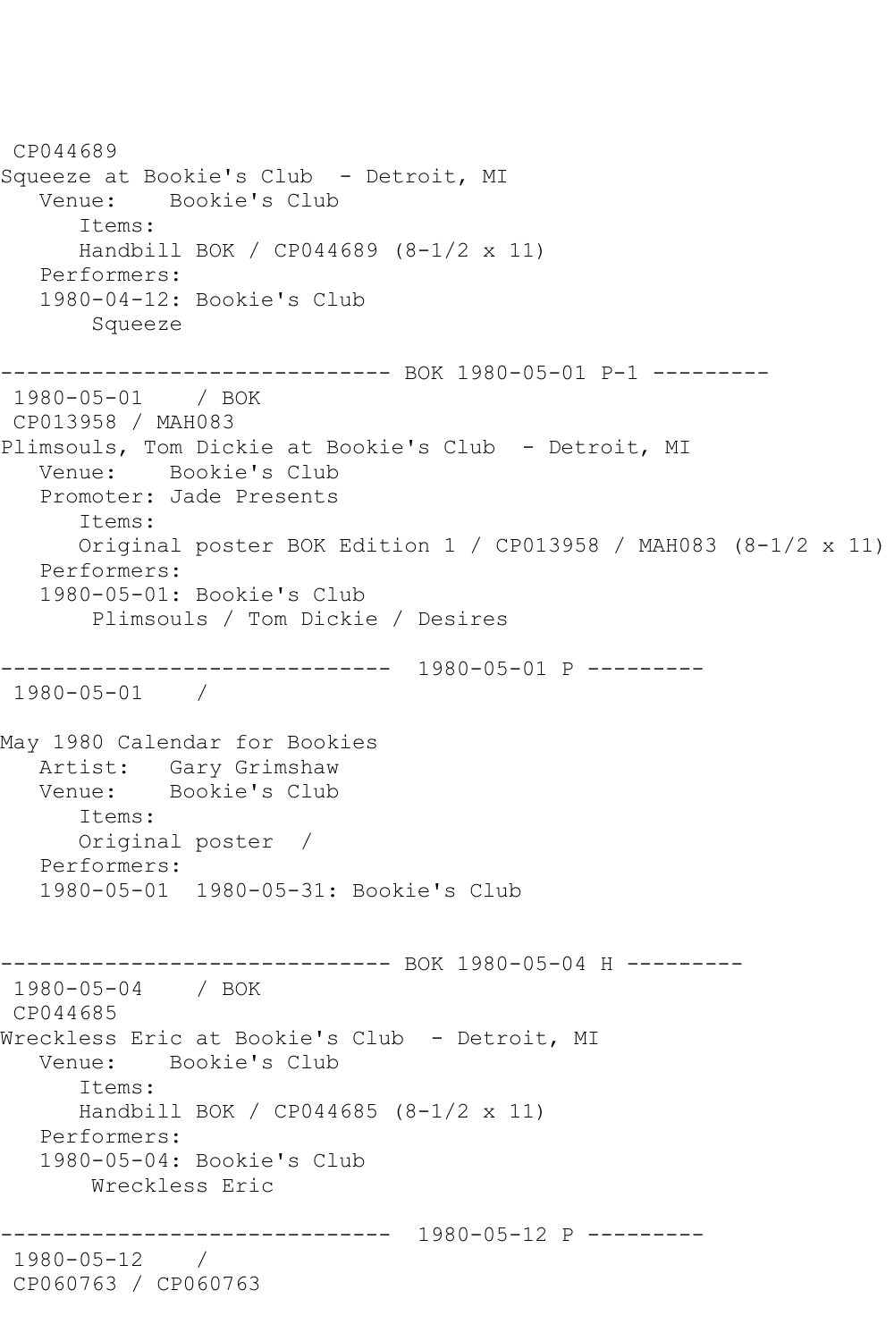CP044689
Squeeze at Bookie's Club - Detroit, MI
   Venue: Bookie's Club
      Items:
      Handbill BOK / CP044689 (8-1/2 x 11)
   Performers:
   1980-04-12: Bookie's Club
       Squeeze

------------------------------ BOK 1980-05-01 P-1 ---------
1980-05-01 / BOK
CP013958 / MAH083
Plimsouls, Tom Dickie at Bookie's Club - Detroit, MI
   Venue: Bookie's Club
   Promoter: Jade Presents
      Items:
      Original poster BOK Edition 1 / CP013958 / MAH083 (8-1/2 x 11)
   Performers:
   1980-05-01: Bookie's Club
       Plimsouls / Tom Dickie / Desires

------------------------------ 1980-05-01 P ---------
1980-05-01 /

May 1980 Calendar for Bookies
   Artist: Gary Grimshaw
   Venue: Bookie's Club
      Items:
      Original poster /
   Performers:
   1980-05-01 1980-05-31: Bookie's Club

------------------------------ BOK 1980-05-04 H ---------
1980-05-04 / BOK
CP044685
Wreckless Eric at Bookie's Club - Detroit, MI
   Venue: Bookie's Club
      Items:
      Handbill BOK / CP044685 (8-1/2 x 11)
   Performers:
   1980-05-04: Bookie's Club
       Wreckless Eric

------------------------------ 1980-05-12 P ---------
1980-05-12 /
CP060763 / CP060763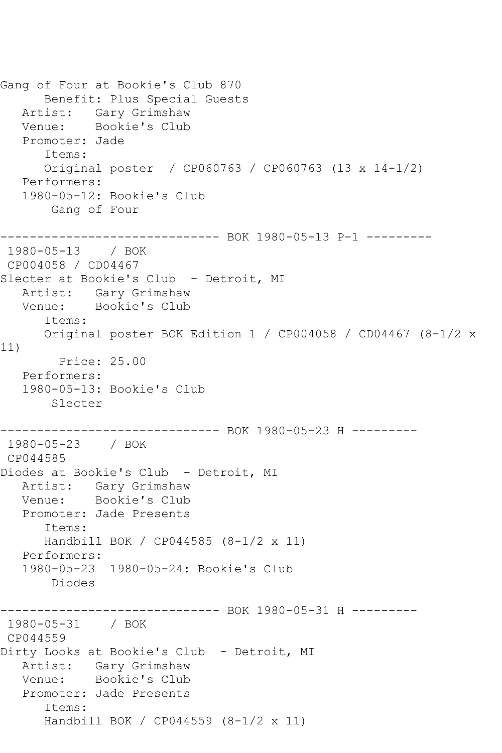Gang of Four at Bookie's Club 870
      Benefit: Plus Special Guests
   Artist:   Gary Grimshaw
   Venue:    Bookie's Club
   Promoter: Jade
      Items:
      Original poster  / CP060763 / CP060763 (13 x 14-1/2)
   Performers:
   1980-05-12: Bookie's Club
       Gang of Four

------------------------------ BOK 1980-05-13 P-1 ---------
 1980-05-13    / BOK
 CP004058 / CD04467
Slecter at Bookie's Club  - Detroit, MI
   Artist:   Gary Grimshaw
   Venue:    Bookie's Club
      Items:
      Original poster BOK Edition 1 / CP004058 / CD04467 (8-1/2 x 11)
        Price: 25.00
   Performers:
   1980-05-13: Bookie's Club
       Slecter

------------------------------ BOK 1980-05-23 H ---------
 1980-05-23    / BOK
 CP044585
Diodes at Bookie's Club  - Detroit, MI
   Artist:   Gary Grimshaw
   Venue:    Bookie's Club
   Promoter: Jade Presents
      Items:
      Handbill BOK / CP044585 (8-1/2 x 11)
   Performers:
   1980-05-23  1980-05-24: Bookie's Club
       Diodes

------------------------------ BOK 1980-05-31 H ---------
 1980-05-31    / BOK
 CP044559
Dirty Looks at Bookie's Club  - Detroit, MI
   Artist:   Gary Grimshaw
   Venue:    Bookie's Club
   Promoter: Jade Presents
      Items:
      Handbill BOK / CP044559 (8-1/2 x 11)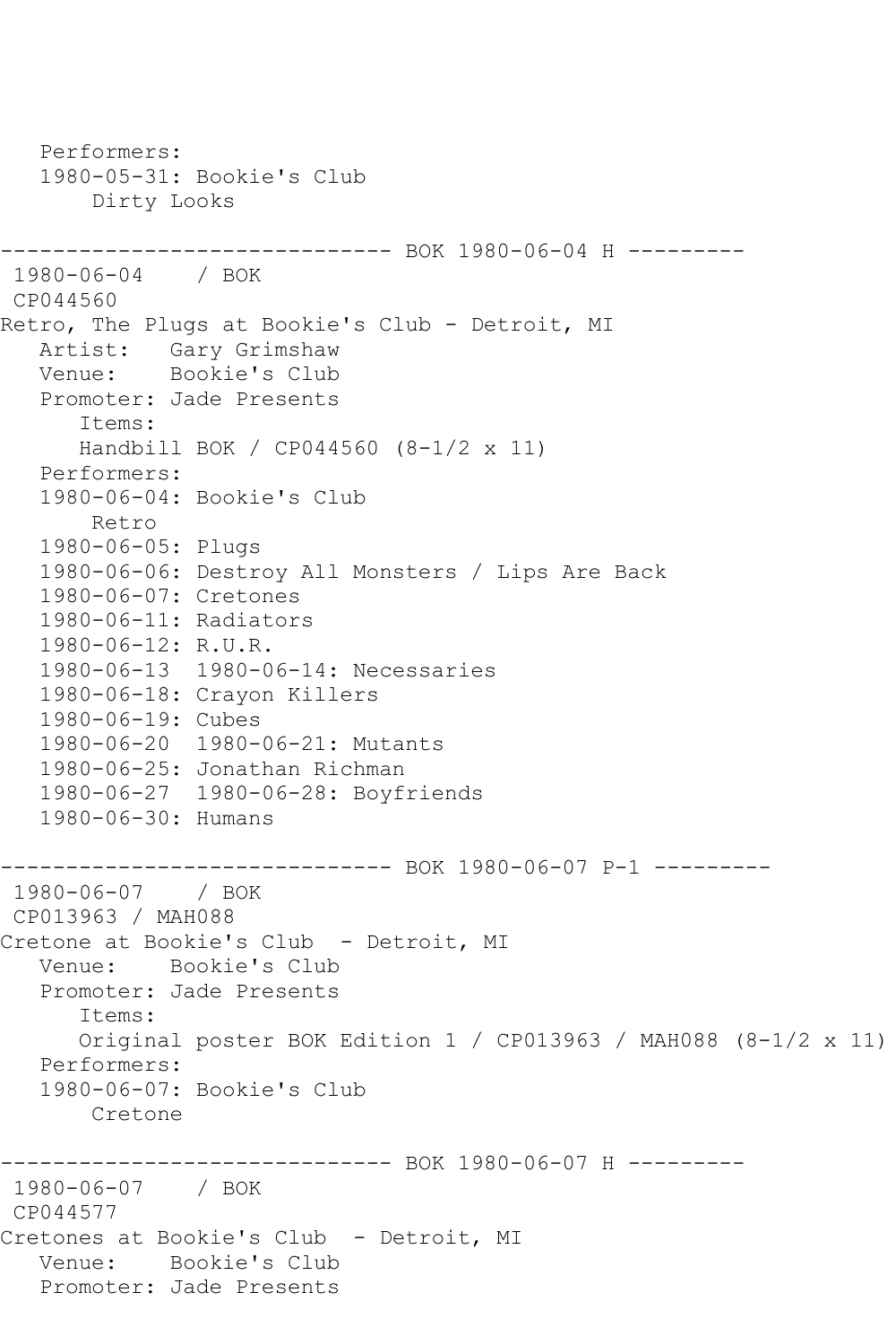```
   Performers:
   1980-05-31: Bookie's Club
       Dirty Looks

------------------------------ BOK 1980-06-04 H ---------
 1980-06-04    / BOK
 CP044560
Retro, The Plugs at Bookie's Club - Detroit, MI
   Artist:   Gary Grimshaw
   Venue:    Bookie's Club
   Promoter: Jade Presents
      Items:
      Handbill BOK / CP044560 (8-1/2 x 11)
   Performers:
   1980-06-04: Bookie's Club
       Retro
   1980-06-05: Plugs
   1980-06-06: Destroy All Monsters / Lips Are Back
   1980-06-07: Cretones
   1980-06-11: Radiators
   1980-06-12: R.U.R.
   1980-06-13  1980-06-14: Necessaries
   1980-06-18: Crayon Killers
   1980-06-19: Cubes
   1980-06-20  1980-06-21: Mutants
   1980-06-25: Jonathan Richman
   1980-06-27  1980-06-28: Boyfriends
   1980-06-30: Humans

------------------------------ BOK 1980-06-07 P-1 ---------
 1980-06-07    / BOK
 CP013963 / MAH088
Cretone at Bookie's Club  - Detroit, MI
   Venue:    Bookie's Club
   Promoter: Jade Presents
      Items:
      Original poster BOK Edition 1 / CP013963 / MAH088 (8-1/2 x 11)
   Performers:
   1980-06-07: Bookie's Club
       Cretone

------------------------------ BOK 1980-06-07 H ---------
 1980-06-07    / BOK
 CP044577
Cretones at Bookie's Club  - Detroit, MI
   Venue:    Bookie's Club
   Promoter: Jade Presents
```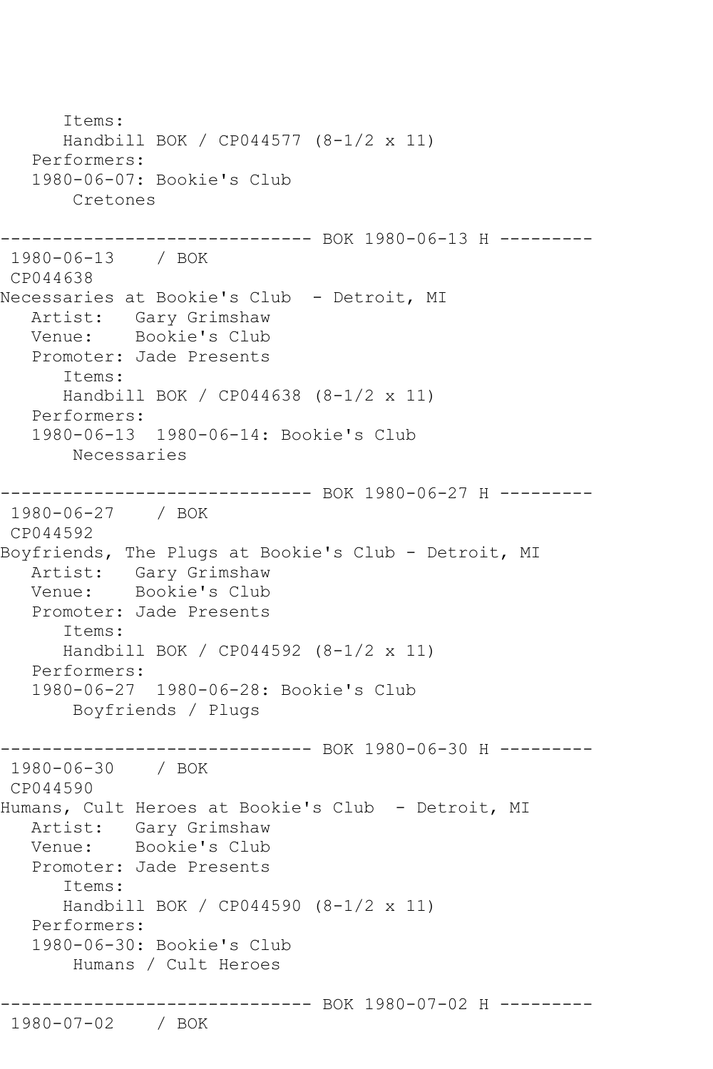```
      Items:
      Handbill BOK / CP044577 (8-1/2 x 11)
   Performers:
   1980-06-07: Bookie's Club
       Cretones

------------------------------ BOK 1980-06-13 H ---------
 1980-06-13    / BOK
 CP044638
Necessaries at Bookie's Club  - Detroit, MI
   Artist:   Gary Grimshaw
   Venue:    Bookie's Club
   Promoter: Jade Presents
      Items:
      Handbill BOK / CP044638 (8-1/2 x 11)
   Performers:
   1980-06-13  1980-06-14: Bookie's Club
       Necessaries

------------------------------ BOK 1980-06-27 H ---------
 1980-06-27    / BOK
 CP044592
Boyfriends, The Plugs at Bookie's Club - Detroit, MI
   Artist:   Gary Grimshaw
   Venue:    Bookie's Club
   Promoter: Jade Presents
      Items:
      Handbill BOK / CP044592 (8-1/2 x 11)
   Performers:
   1980-06-27  1980-06-28: Bookie's Club
       Boyfriends / Plugs

------------------------------ BOK 1980-06-30 H ---------
 1980-06-30    / BOK
 CP044590
Humans, Cult Heroes at Bookie's Club  - Detroit, MI
   Artist:   Gary Grimshaw
   Venue:    Bookie's Club
   Promoter: Jade Presents
      Items:
      Handbill BOK / CP044590 (8-1/2 x 11)
   Performers:
   1980-06-30: Bookie's Club
       Humans / Cult Heroes

------------------------------ BOK 1980-07-02 H ---------
 1980-07-02    / BOK
```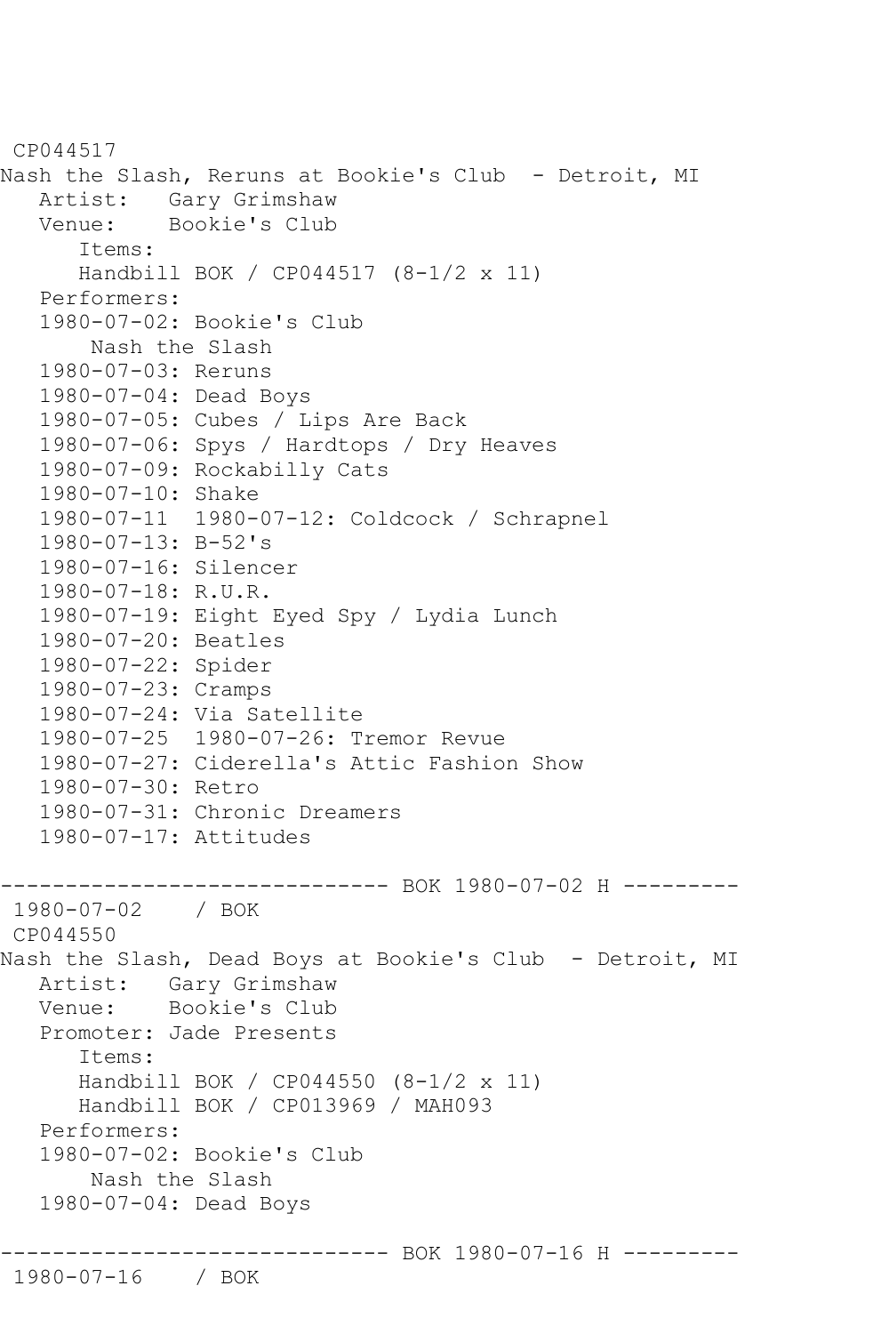CP044517
Nash the Slash, Reruns at Bookie's Club  - Detroit, MI
   Artist:   Gary Grimshaw
   Venue:    Bookie's Club
      Items:
      Handbill BOK / CP044517 (8-1/2 x 11)
   Performers:
   1980-07-02: Bookie's Club
       Nash the Slash
   1980-07-03: Reruns
   1980-07-04: Dead Boys
   1980-07-05: Cubes / Lips Are Back
   1980-07-06: Spys / Hardtops / Dry Heaves
   1980-07-09: Rockabilly Cats
   1980-07-10: Shake
   1980-07-11  1980-07-12: Coldcock / Schrapnel
   1980-07-13: B-52's
   1980-07-16: Silencer
   1980-07-18: R.U.R.
   1980-07-19: Eight Eyed Spy / Lydia Lunch
   1980-07-20: Beatles
   1980-07-22: Spider
   1980-07-23: Cramps
   1980-07-24: Via Satellite
   1980-07-25  1980-07-26: Tremor Revue
   1980-07-27: Ciderella's Attic Fashion Show
   1980-07-30: Retro
   1980-07-31: Chronic Dreamers
   1980-07-17: Attitudes

------------------------------ BOK 1980-07-02 H ---------
 1980-07-02    / BOK
 CP044550
Nash the Slash, Dead Boys at Bookie's Club  - Detroit, MI
   Artist:   Gary Grimshaw
   Venue:    Bookie's Club
   Promoter: Jade Presents
      Items:
      Handbill BOK / CP044550 (8-1/2 x 11)
      Handbill BOK / CP013969 / MAH093
   Performers:
   1980-07-02: Bookie's Club
       Nash the Slash
   1980-07-04: Dead Boys

------------------------------ BOK 1980-07-16 H ---------
 1980-07-16    / BOK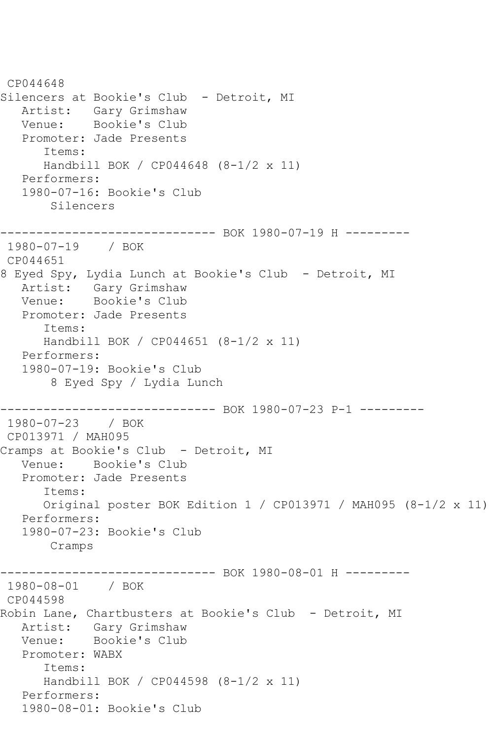CP044648
Silencers at Bookie's Club  - Detroit, MI
   Artist:   Gary Grimshaw
   Venue:    Bookie's Club
   Promoter: Jade Presents
      Items:
      Handbill BOK / CP044648 (8-1/2 x 11)
   Performers:
   1980-07-16: Bookie's Club
       Silencers

------------------------------ BOK 1980-07-19 H ---------
1980-07-19    / BOK
CP044651
8 Eyed Spy, Lydia Lunch at Bookie's Club  - Detroit, MI
   Artist:   Gary Grimshaw
   Venue:    Bookie's Club
   Promoter: Jade Presents
      Items:
      Handbill BOK / CP044651 (8-1/2 x 11)
   Performers:
   1980-07-19: Bookie's Club
       8 Eyed Spy / Lydia Lunch

------------------------------ BOK 1980-07-23 P-1 ---------
1980-07-23    / BOK
CP013971 / MAH095
Cramps at Bookie's Club  - Detroit, MI
   Venue:    Bookie's Club
   Promoter: Jade Presents
      Items:
      Original poster BOK Edition 1 / CP013971 / MAH095 (8-1/2 x 11)
   Performers:
   1980-07-23: Bookie's Club
       Cramps

------------------------------ BOK 1980-08-01 H ---------
1980-08-01    / BOK
CP044598
Robin Lane, Chartbusters at Bookie's Club  - Detroit, MI
   Artist:   Gary Grimshaw
   Venue:    Bookie's Club
   Promoter: WABX
      Items:
      Handbill BOK / CP044598 (8-1/2 x 11)
   Performers:
   1980-08-01: Bookie's Club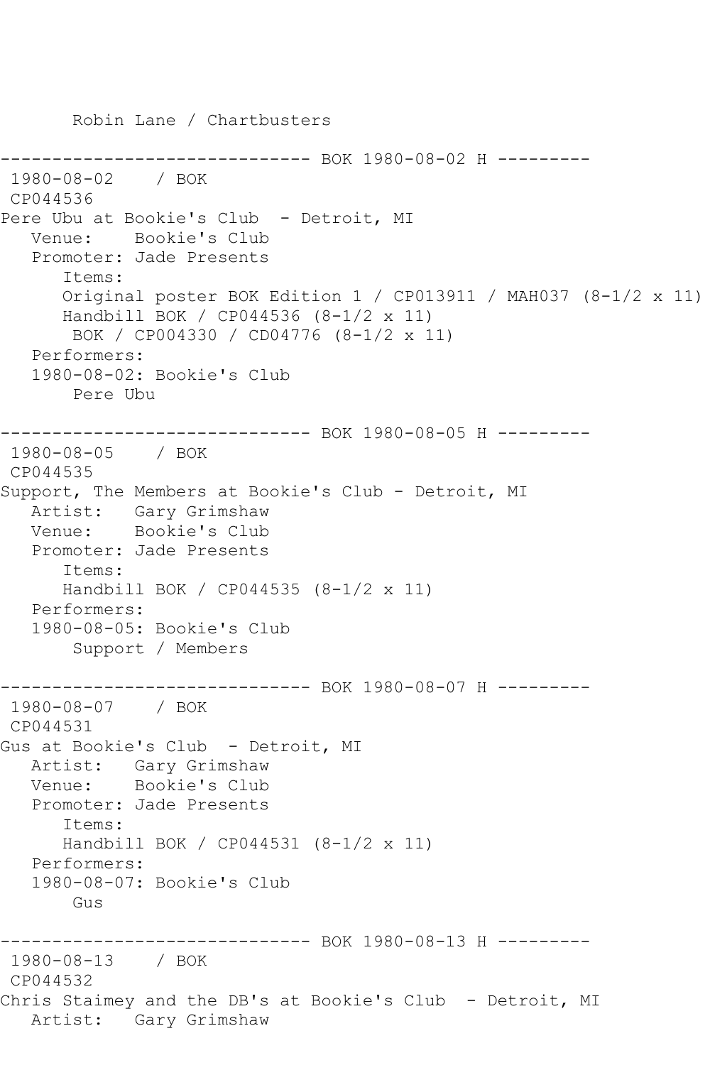```
       Robin Lane / Chartbusters

------------------------------ BOK 1980-08-02 H ---------
 1980-08-02    / BOK
 CP044536
Pere Ubu at Bookie's Club  - Detroit, MI
   Venue:    Bookie's Club
   Promoter: Jade Presents
      Items:
      Original poster BOK Edition 1 / CP013911 / MAH037 (8-1/2 x 11)
      Handbill BOK / CP044536 (8-1/2 x 11)
       BOK / CP004330 / CD04776 (8-1/2 x 11)
   Performers:
   1980-08-02: Bookie's Club
       Pere Ubu

------------------------------ BOK 1980-08-05 H ---------
 1980-08-05    / BOK
 CP044535
Support, The Members at Bookie's Club - Detroit, MI
   Artist:   Gary Grimshaw
   Venue:    Bookie's Club
   Promoter: Jade Presents
      Items:
      Handbill BOK / CP044535 (8-1/2 x 11)
   Performers:
   1980-08-05: Bookie's Club
       Support / Members

------------------------------ BOK 1980-08-07 H ---------
 1980-08-07    / BOK
 CP044531
Gus at Bookie's Club  - Detroit, MI
   Artist:   Gary Grimshaw
   Venue:    Bookie's Club
   Promoter: Jade Presents
      Items:
      Handbill BOK / CP044531 (8-1/2 x 11)
   Performers:
   1980-08-07: Bookie's Club
       Gus

------------------------------ BOK 1980-08-13 H ---------
 1980-08-13    / BOK
 CP044532
Chris Staimey and the DB's at Bookie's Club  - Detroit, MI
   Artist:   Gary Grimshaw
```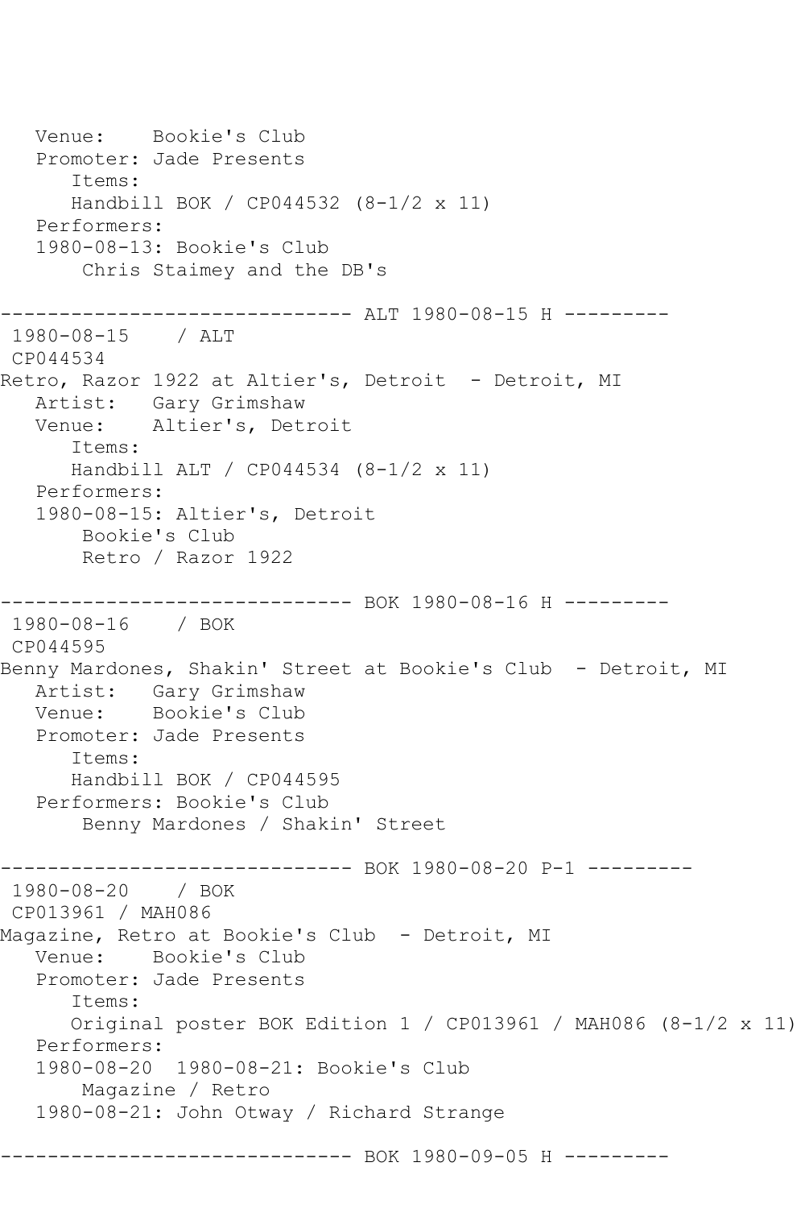```
   Venue:    Bookie's Club
   Promoter: Jade Presents
      Items:
      Handbill BOK / CP044532 (8-1/2 x 11)
   Performers:
   1980-08-13: Bookie's Club
       Chris Staimey and the DB's

------------------------------ ALT 1980-08-15 H ---------
 1980-08-15    / ALT
 CP044534
Retro, Razor 1922 at Altier's, Detroit  - Detroit, MI
   Artist:   Gary Grimshaw
   Venue:    Altier's, Detroit
      Items:
      Handbill ALT / CP044534 (8-1/2 x 11)
   Performers:
   1980-08-15: Altier's, Detroit
       Bookie's Club
       Retro / Razor 1922

------------------------------ BOK 1980-08-16 H ---------
 1980-08-16    / BOK
 CP044595
Benny Mardones, Shakin' Street at Bookie's Club  - Detroit, MI
   Artist:   Gary Grimshaw
   Venue:    Bookie's Club
   Promoter: Jade Presents
      Items:
      Handbill BOK / CP044595
   Performers: Bookie's Club
       Benny Mardones / Shakin' Street

------------------------------ BOK 1980-08-20 P-1 ---------
 1980-08-20    / BOK
 CP013961 / MAH086
Magazine, Retro at Bookie's Club  - Detroit, MI
   Venue:    Bookie's Club
   Promoter: Jade Presents
      Items:
      Original poster BOK Edition 1 / CP013961 / MAH086 (8-1/2 x 11)
   Performers:
   1980-08-20  1980-08-21: Bookie's Club
       Magazine / Retro
   1980-08-21: John Otway / Richard Strange

------------------------------ BOK 1980-09-05 H ---------
```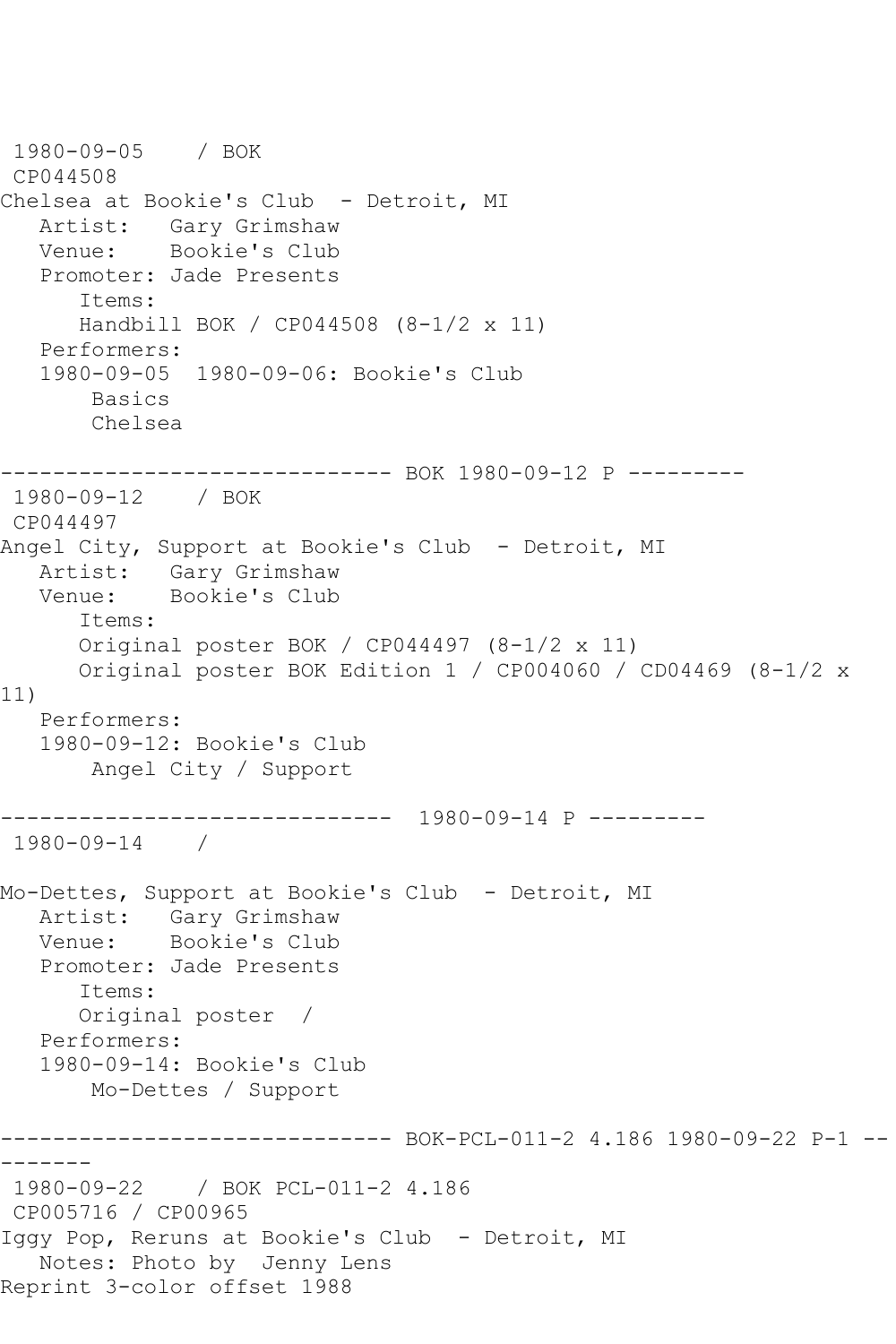1980-09-05 / BOK
CP044508
Chelsea at Bookie's Club - Detroit, MI
Artist: Gary Grimshaw
Venue: Bookie's Club
Promoter: Jade Presents
Items:
Handbill BOK / CP044508 (8-1/2 x 11)
Performers:
1980-09-05 1980-09-06: Bookie's Club
Basics
Chelsea

------------------------------ BOK 1980-09-12 P ---------
1980-09-12 / BOK
CP044497
Angel City, Support at Bookie's Club - Detroit, MI
Artist: Gary Grimshaw
Venue: Bookie's Club
Items:
Original poster BOK / CP044497 (8-1/2 x 11)
Original poster BOK Edition 1 / CP004060 / CD04469 (8-1/2 x 11)
Performers:
1980-09-12: Bookie's Club
Angel City / Support

------------------------------ 1980-09-14 P ---------
1980-09-14 /

Mo-Dettes, Support at Bookie's Club - Detroit, MI
Artist: Gary Grimshaw
Venue: Bookie's Club
Promoter: Jade Presents
Items:
Original poster /
Performers:
1980-09-14: Bookie's Club
Mo-Dettes / Support

------------------------------ BOK-PCL-011-2 4.186 1980-09-22 P-1 ---------
1980-09-22 / BOK PCL-011-2 4.186
CP005716 / CP00965
Iggy Pop, Reruns at Bookie's Club - Detroit, MI
Notes: Photo by Jenny Lens
Reprint 3-color offset 1988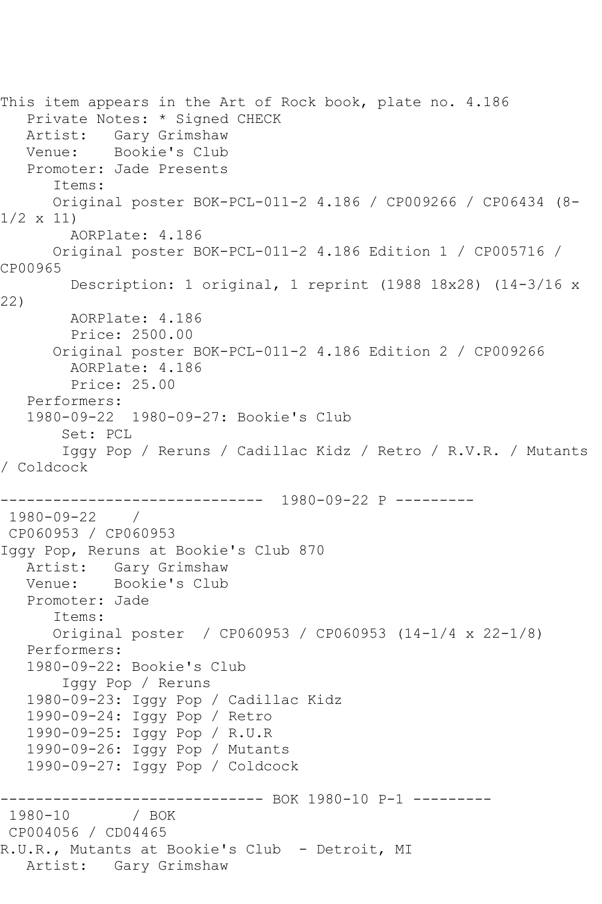This item appears in the Art of Rock book, plate no. 4.186
   Private Notes: * Signed CHECK
   Artist:   Gary Grimshaw
   Venue:    Bookie's Club
   Promoter: Jade Presents
      Items:
      Original poster BOK-PCL-011-2 4.186 / CP009266 / CP06434 (8-1/2 x 11)
        AORPlate: 4.186
      Original poster BOK-PCL-011-2 4.186 Edition 1 / CP005716 / CP00965
        Description: 1 original, 1 reprint (1988 18x28) (14-3/16 x 22)
        AORPlate: 4.186
        Price: 2500.00
      Original poster BOK-PCL-011-2 4.186 Edition 2 / CP009266
        AORPlate: 4.186
        Price: 25.00
   Performers:
   1980-09-22  1980-09-27: Bookie's Club
       Set: PCL
       Iggy Pop / Reruns / Cadillac Kidz / Retro / R.V.R. / Mutants / Coldcock

------------------------------  1980-09-22 P ---------
 1980-09-22    /
 CP060953 / CP060953
Iggy Pop, Reruns at Bookie's Club 870
   Artist:   Gary Grimshaw
   Venue:    Bookie's Club
   Promoter: Jade
      Items:
      Original poster  / CP060953 / CP060953 (14-1/4 x 22-1/8)
   Performers:
   1980-09-22: Bookie's Club
       Iggy Pop / Reruns
   1980-09-23: Iggy Pop / Cadillac Kidz
   1990-09-24: Iggy Pop / Retro
   1990-09-25: Iggy Pop / R.U.R
   1990-09-26: Iggy Pop / Mutants
   1990-09-27: Iggy Pop / Coldcock

------------------------------ BOK 1980-10 P-1 ---------
 1980-10       / BOK
 CP004056 / CD04465
R.U.R., Mutants at Bookie's Club  - Detroit, MI
   Artist:   Gary Grimshaw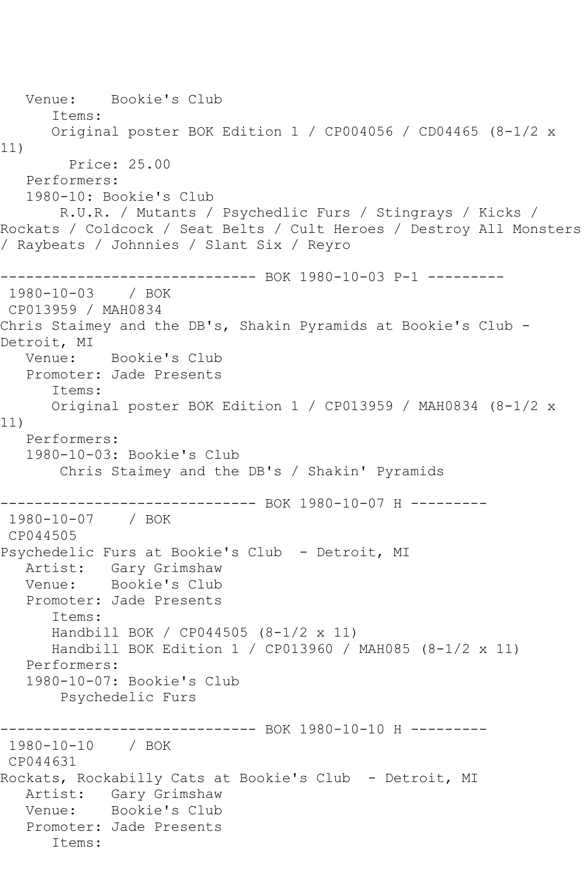Venue: Bookie's Club
Items:
Original poster BOK Edition 1 / CP004056 / CD04465 (8-1/2 x 11)
Price: 25.00
Performers:
1980-10: Bookie's Club
R.U.R. / Mutants / Psychedlic Furs / Stingrays / Kicks / Rockats / Coldcock / Seat Belts / Cult Heroes / Destroy All Monsters / Raybeats / Johnnies / Slant Six / Reyro

------------------------------ BOK 1980-10-03 P-1 ---------

1980-10-03 / BOK
CP013959 / MAH0834
Chris Staimey and the DB's, Shakin Pyramids at Bookie's Club - Detroit, MI
Venue: Bookie's Club
Promoter: Jade Presents
Items:
Original poster BOK Edition 1 / CP013959 / MAH0834 (8-1/2 x 11)
Performers:
1980-10-03: Bookie's Club
Chris Staimey and the DB's / Shakin' Pyramids

------------------------------ BOK 1980-10-07 H ---------

1980-10-07 / BOK
CP044505
Psychedelic Furs at Bookie's Club - Detroit, MI
Artist: Gary Grimshaw
Venue: Bookie's Club
Promoter: Jade Presents
Items:
Handbill BOK / CP044505 (8-1/2 x 11)
Handbill BOK Edition 1 / CP013960 / MAH085 (8-1/2 x 11)
Performers:
1980-10-07: Bookie's Club
Psychedelic Furs

------------------------------ BOK 1980-10-10 H ---------

1980-10-10 / BOK
CP044631
Rockats, Rockabilly Cats at Bookie's Club - Detroit, MI
Artist: Gary Grimshaw
Venue: Bookie's Club
Promoter: Jade Presents
Items: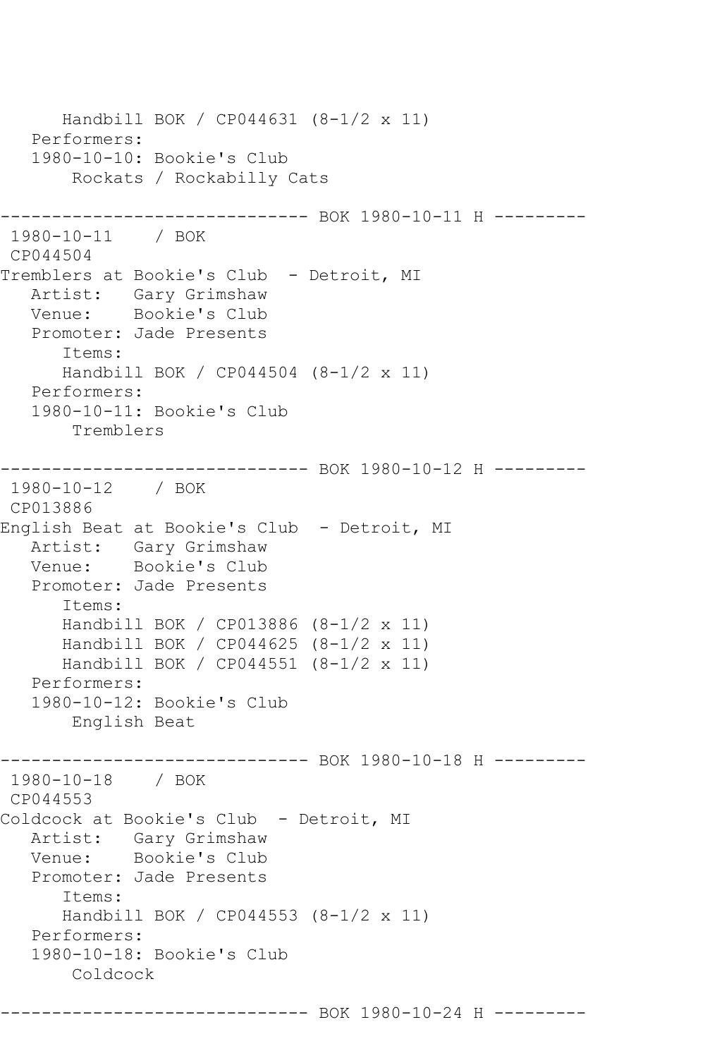Handbill BOK / CP044631 (8-1/2 x 11)
Performers:
1980-10-10: Bookie's Club
Rockats / Rockabilly Cats

------------------------------ BOK 1980-10-11 H ---------

1980-10-11 / BOK
CP044504
Tremblers at Bookie's Club - Detroit, MI
Artist: Gary Grimshaw
Venue: Bookie's Club
Promoter: Jade Presents
Items:
Handbill BOK / CP044504 (8-1/2 x 11)
Performers:
1980-10-11: Bookie's Club
Tremblers

------------------------------ BOK 1980-10-12 H ---------

1980-10-12 / BOK
CP013886
English Beat at Bookie's Club - Detroit, MI
Artist: Gary Grimshaw
Venue: Bookie's Club
Promoter: Jade Presents
Items:
Handbill BOK / CP013886 (8-1/2 x 11)
Handbill BOK / CP044625 (8-1/2 x 11)
Handbill BOK / CP044551 (8-1/2 x 11)
Performers:
1980-10-12: Bookie's Club
English Beat

------------------------------ BOK 1980-10-18 H ---------

1980-10-18 / BOK
CP044553
Coldcock at Bookie's Club - Detroit, MI
Artist: Gary Grimshaw
Venue: Bookie's Club
Promoter: Jade Presents
Items:
Handbill BOK / CP044553 (8-1/2 x 11)
Performers:
1980-10-18: Bookie's Club
Coldcock

------------------------------ BOK 1980-10-24 H ---------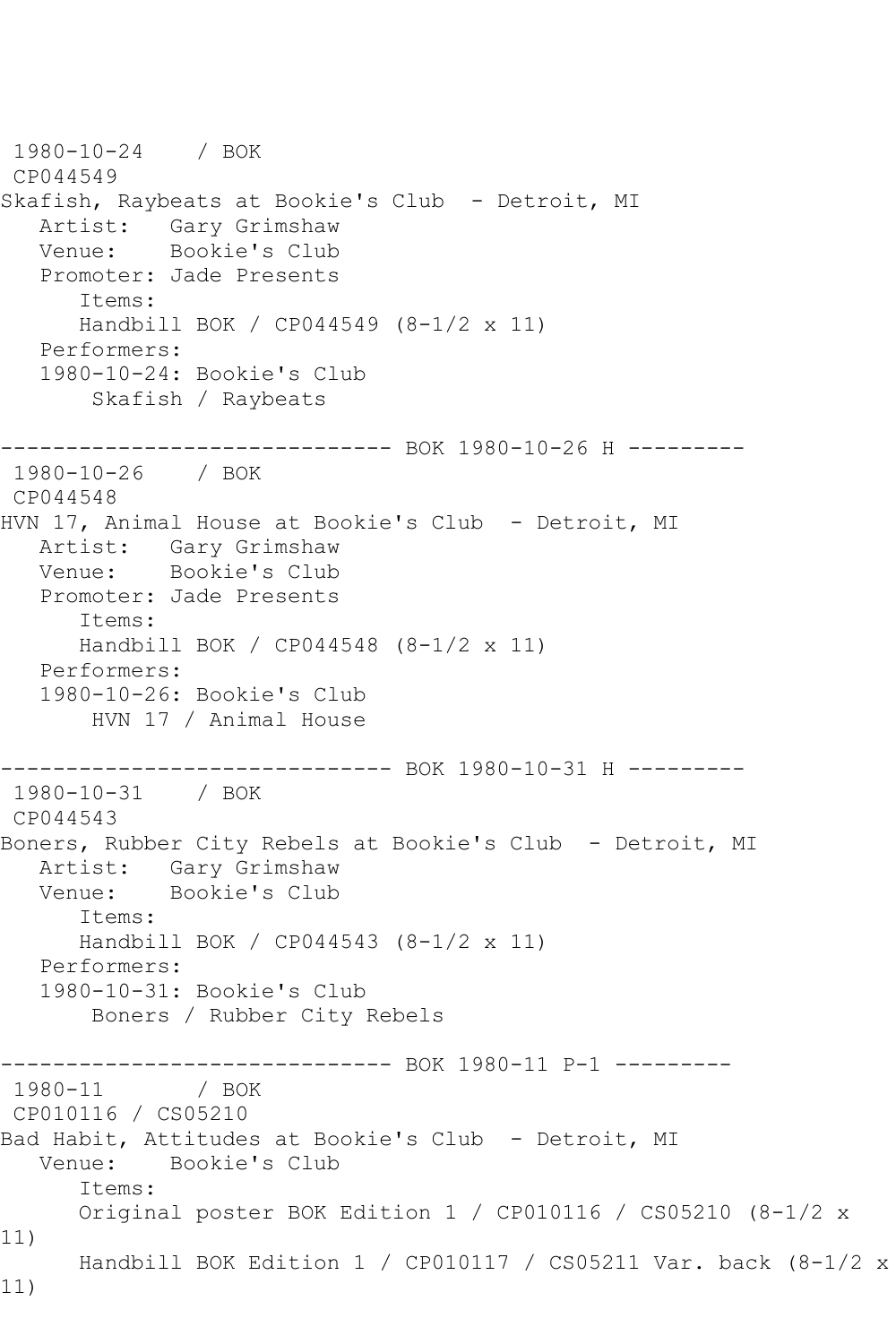1980-10-24 / BOK
CP044549
Skafish, Raybeats at Bookie's Club - Detroit, MI
Artist: Gary Grimshaw
Venue: Bookie's Club
Promoter: Jade Presents
Items:
Handbill BOK / CP044549 (8-1/2 x 11)
Performers:
1980-10-24: Bookie's Club
Skafish / Raybeats

------------------------------ BOK 1980-10-26 H ---------
1980-10-26 / BOK
CP044548
HVN 17, Animal House at Bookie's Club - Detroit, MI
Artist: Gary Grimshaw
Venue: Bookie's Club
Promoter: Jade Presents
Items:
Handbill BOK / CP044548 (8-1/2 x 11)
Performers:
1980-10-26: Bookie's Club
HVN 17 / Animal House

------------------------------ BOK 1980-10-31 H ---------
1980-10-31 / BOK
CP044543
Boners, Rubber City Rebels at Bookie's Club - Detroit, MI
Artist: Gary Grimshaw
Venue: Bookie's Club
Items:
Handbill BOK / CP044543 (8-1/2 x 11)
Performers:
1980-10-31: Bookie's Club
Boners / Rubber City Rebels

------------------------------ BOK 1980-11 P-1 ---------
1980-11 / BOK
CP010116 / CS05210
Bad Habit, Attitudes at Bookie's Club - Detroit, MI
Venue: Bookie's Club
Items:
Original poster BOK Edition 1 / CP010116 / CS05210 (8-1/2 x 11)
Handbill BOK Edition 1 / CP010117 / CS05211 Var. back (8-1/2 x 11)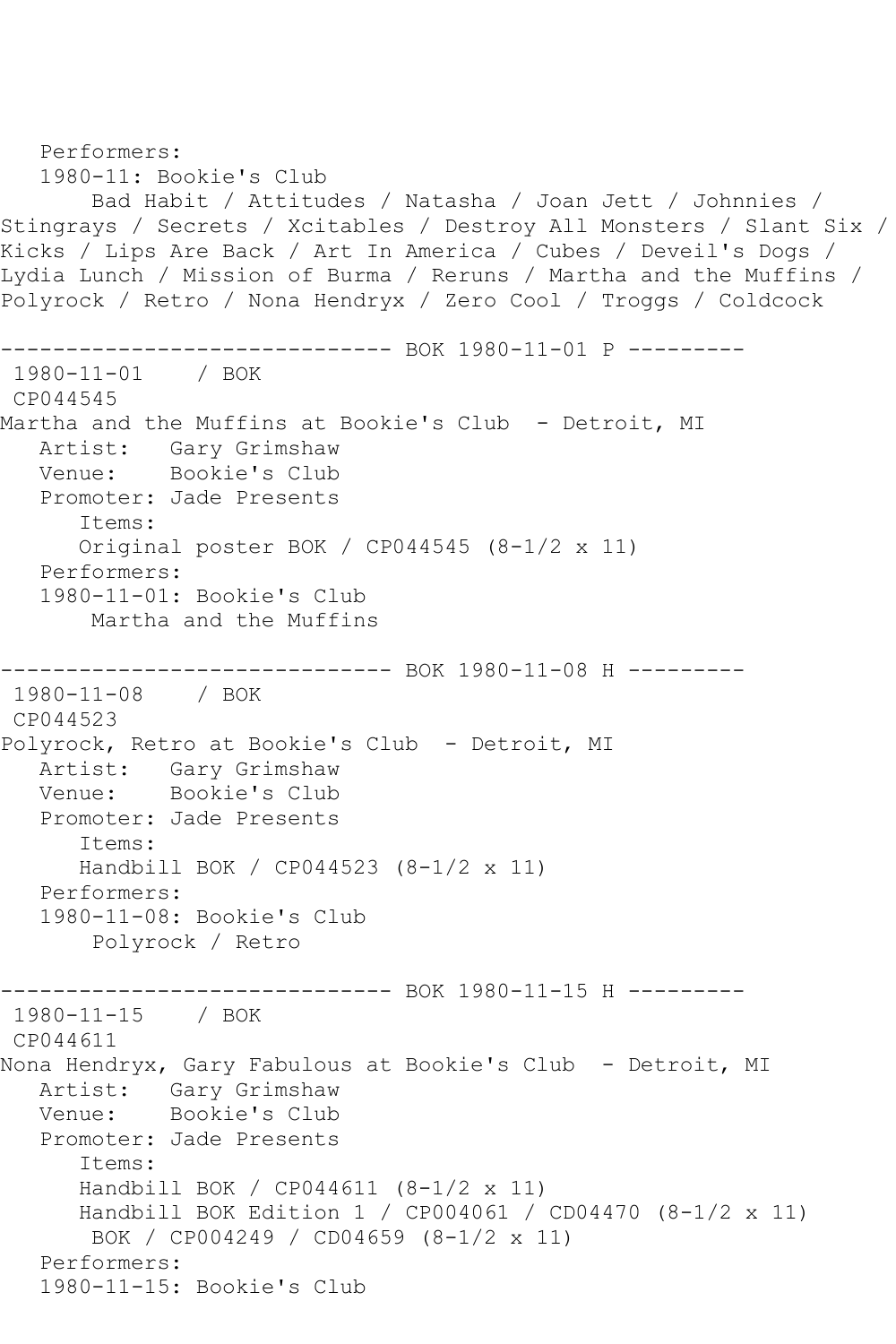Performers:
1980-11: Bookie's Club
Bad Habit / Attitudes / Natasha / Joan Jett / Johnnies / Stingrays / Secrets / Xcitables / Destroy All Monsters / Slant Six / Kicks / Lips Are Back / Art In America / Cubes / Deveil's Dogs / Lydia Lunch / Mission of Burma / Reruns / Martha and the Muffins / Polyrock / Retro / Nona Hendryx / Zero Cool / Troggs / Coldcock

------------------------------ BOK 1980-11-01 P ---------

1980-11-01 / BOK
CP044545
Martha and the Muffins at Bookie's Club - Detroit, MI
Artist: Gary Grimshaw
Venue: Bookie's Club
Promoter: Jade Presents
Items:
Original poster BOK / CP044545 (8-1/2 x 11)
Performers:
1980-11-01: Bookie's Club
Martha and the Muffins

------------------------------ BOK 1980-11-08 H ---------

1980-11-08 / BOK
CP044523
Polyrock, Retro at Bookie's Club - Detroit, MI
Artist: Gary Grimshaw
Venue: Bookie's Club
Promoter: Jade Presents
Items:
Handbill BOK / CP044523 (8-1/2 x 11)
Performers:
1980-11-08: Bookie's Club
Polyrock / Retro

------------------------------ BOK 1980-11-15 H ---------

1980-11-15 / BOK
CP044611
Nona Hendryx, Gary Fabulous at Bookie's Club - Detroit, MI
Artist: Gary Grimshaw
Venue: Bookie's Club
Promoter: Jade Presents
Items:
Handbill BOK / CP044611 (8-1/2 x 11)
Handbill BOK Edition 1 / CP004061 / CD04470 (8-1/2 x 11)
BOK / CP004249 / CD04659 (8-1/2 x 11)
Performers:
1980-11-15: Bookie's Club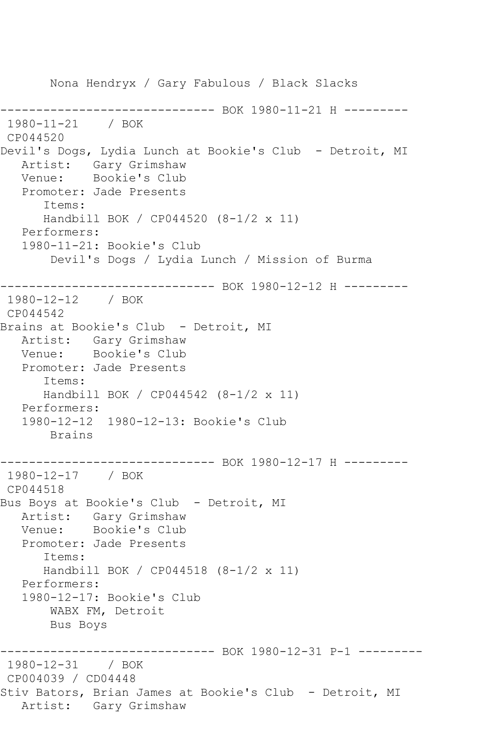Nona Hendryx / Gary Fabulous / Black Slacks

------------------------------ BOK 1980-11-21 H ---------
1980-11-21 / BOK
CP044520
Devil's Dogs, Lydia Lunch at Bookie's Club - Detroit, MI
Artist: Gary Grimshaw
Venue: Bookie's Club
Promoter: Jade Presents
Items:
Handbill BOK / CP044520 (8-1/2 x 11)
Performers:
1980-11-21: Bookie's Club
Devil's Dogs / Lydia Lunch / Mission of Burma

------------------------------ BOK 1980-12-12 H ---------
1980-12-12 / BOK
CP044542
Brains at Bookie's Club - Detroit, MI
Artist: Gary Grimshaw
Venue: Bookie's Club
Promoter: Jade Presents
Items:
Handbill BOK / CP044542 (8-1/2 x 11)
Performers:
1980-12-12 1980-12-13: Bookie's Club
Brains

------------------------------ BOK 1980-12-17 H ---------
1980-12-17 / BOK
CP044518
Bus Boys at Bookie's Club - Detroit, MI
Artist: Gary Grimshaw
Venue: Bookie's Club
Promoter: Jade Presents
Items:
Handbill BOK / CP044518 (8-1/2 x 11)
Performers:
1980-12-17: Bookie's Club
WABX FM, Detroit
Bus Boys

------------------------------ BOK 1980-12-31 P-1 ---------
1980-12-31 / BOK
CP004039 / CD04448
Stiv Bators, Brian James at Bookie's Club - Detroit, MI
Artist: Gary Grimshaw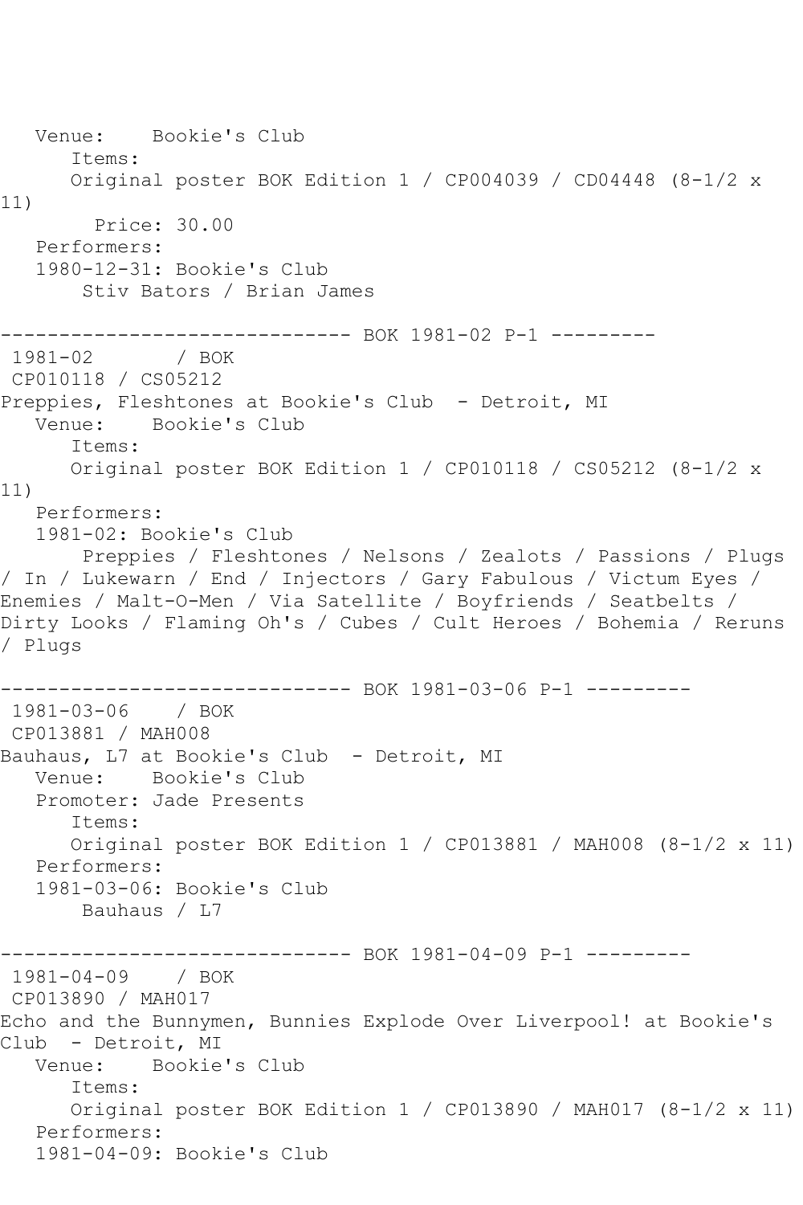Venue: Bookie's Club
Items:
Original poster BOK Edition 1 / CP004039 / CD04448 (8-1/2 x 11)
Price: 30.00
Performers:
1980-12-31: Bookie's Club
Stiv Bators / Brian James

------------------------------ BOK 1981-02 P-1 ---------
1981-02 / BOK
CP010118 / CS05212
Preppies, Fleshtones at Bookie's Club - Detroit, MI
Venue: Bookie's Club
Items:
Original poster BOK Edition 1 / CP010118 / CS05212 (8-1/2 x 11)
Performers:
1981-02: Bookie's Club
Preppies / Fleshtones / Nelsons / Zealots / Passions / Plugs / In / Lukewarn / End / Injectors / Gary Fabulous / Victum Eyes / Enemies / Malt-O-Men / Via Satellite / Boyfriends / Seatbelts / Dirty Looks / Flaming Oh's / Cubes / Cult Heroes / Bohemia / Reruns / Plugs

------------------------------ BOK 1981-03-06 P-1 ---------
1981-03-06 / BOK
CP013881 / MAH008
Bauhaus, L7 at Bookie's Club - Detroit, MI
Venue: Bookie's Club
Promoter: Jade Presents
Items:
Original poster BOK Edition 1 / CP013881 / MAH008 (8-1/2 x 11)
Performers:
1981-03-06: Bookie's Club
Bauhaus / L7

------------------------------ BOK 1981-04-09 P-1 ---------
1981-04-09 / BOK
CP013890 / MAH017
Echo and the Bunnymen, Bunnies Explode Over Liverpool! at Bookie's Club - Detroit, MI
Venue: Bookie's Club
Items:
Original poster BOK Edition 1 / CP013890 / MAH017 (8-1/2 x 11)
Performers:
1981-04-09: Bookie's Club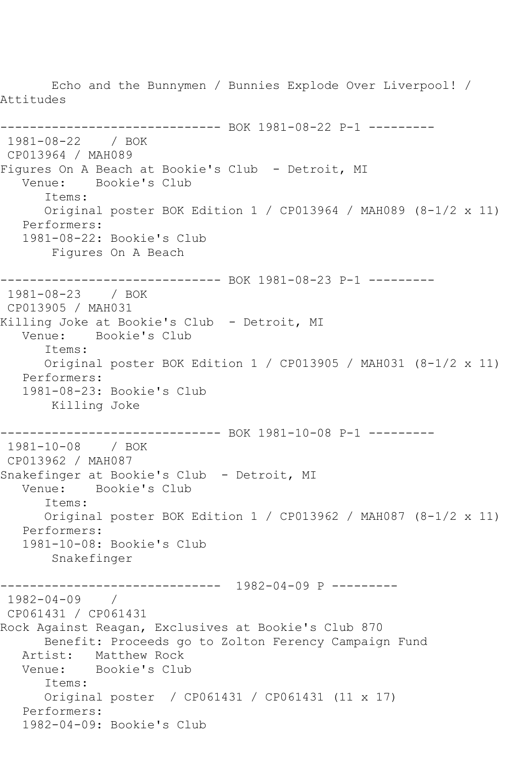Echo and the Bunnymen / Bunnies Explode Over Liverpool! / Attitudes

------------------------------ BOK 1981-08-22 P-1 ---------

1981-08-22 / BOK

CP013964 / MAH089

Figures On A Beach at Bookie's Club - Detroit, MI

Venue: Bookie's Club

Items:

Original poster BOK Edition 1 / CP013964 / MAH089 (8-1/2 x 11)

Performers:

1981-08-22: Bookie's Club

Figures On A Beach

------------------------------ BOK 1981-08-23 P-1 ---------

1981-08-23 / BOK

CP013905 / MAH031

Killing Joke at Bookie's Club - Detroit, MI

Venue: Bookie's Club

Items:

Original poster BOK Edition 1 / CP013905 / MAH031 (8-1/2 x 11)

Performers:

1981-08-23: Bookie's Club

Killing Joke

------------------------------ BOK 1981-10-08 P-1 ---------

1981-10-08 / BOK

CP013962 / MAH087

Snakefinger at Bookie's Club - Detroit, MI

Venue: Bookie's Club

Items:

Original poster BOK Edition 1 / CP013962 / MAH087 (8-1/2 x 11)

Performers:

1981-10-08: Bookie's Club

Snakefinger

------------------------------ 1982-04-09 P ---------

1982-04-09 /

CP061431 / CP061431

Rock Against Reagan, Exclusives at Bookie's Club 870

Benefit: Proceeds go to Zolton Ferency Campaign Fund

Artist: Matthew Rock

Venue: Bookie's Club

Items:

Original poster / CP061431 / CP061431 (11 x 17)

Performers:

1982-04-09: Bookie's Club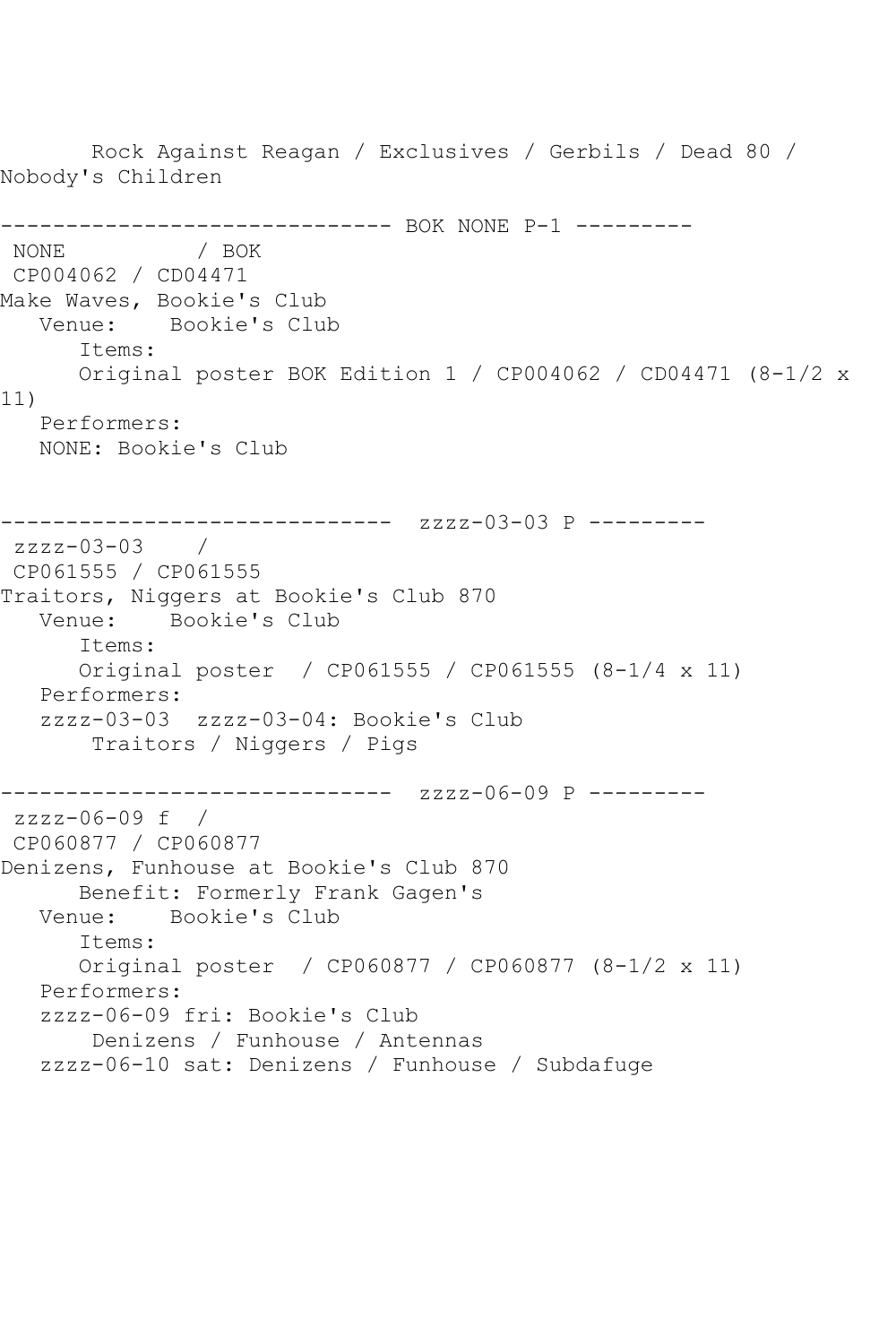Rock Against Reagan / Exclusives / Gerbils / Dead 80 / Nobody's Children

```
------------------------------ BOK NONE P-1 ---------
 NONE          / BOK
 CP004062 / CD04471
Make Waves, Bookie's Club
   Venue:    Bookie's Club
      Items:
      Original poster BOK Edition 1 / CP004062 / CD04471 (8-1/2 x 11)
   Performers:
   NONE: Bookie's Club


------------------------------  zzzz-03-03 P ---------
 zzzz-03-03    /
 CP061555 / CP061555
Traitors, Niggers at Bookie's Club 870
   Venue:    Bookie's Club
      Items:
      Original poster  / CP061555 / CP061555 (8-1/4 x 11)
   Performers:
   zzzz-03-03  zzzz-03-04: Bookie's Club
       Traitors / Niggers / Pigs

------------------------------  zzzz-06-09 P ---------
 zzzz-06-09 f  /
 CP060877 / CP060877
Denizens, Funhouse at Bookie's Club 870
      Benefit: Formerly Frank Gagen's
   Venue:    Bookie's Club
      Items:
      Original poster  / CP060877 / CP060877 (8-1/2 x 11)
   Performers:
   zzzz-06-09 fri: Bookie's Club
       Denizens / Funhouse / Antennas
   zzzz-06-10 sat: Denizens / Funhouse / Subdafuge
```